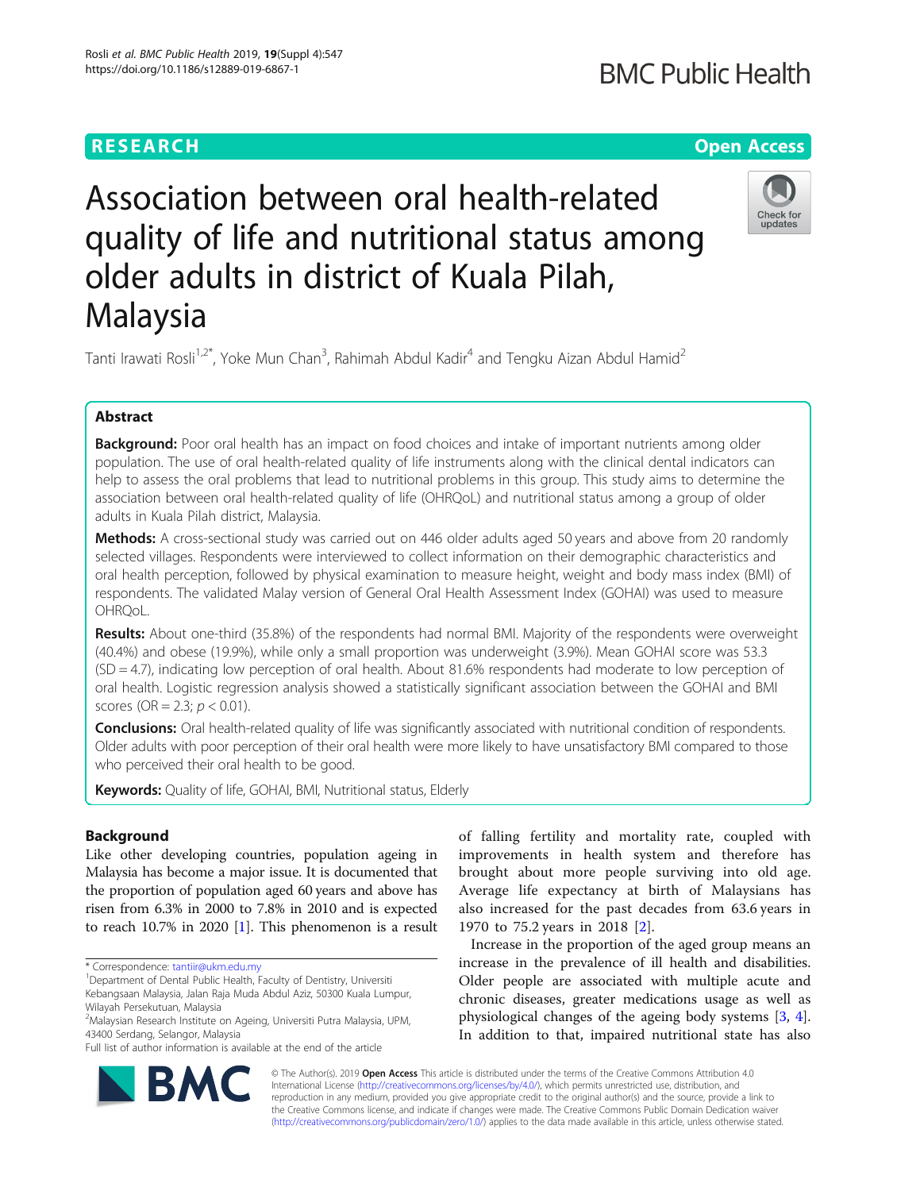RESEARCH

Open Access

# Association between oral health-related quality of life and nutritional status among older adults in district of Kuala Pilah, Malaysia

Tanti Irawati Rosli[1,2*], Yoke Mun Chan[3], Rahimah Abdul Kadir[4] and Tengku Aizan Abdul Hamid[2]

## Abstract

**Background:** Poor oral health has an impact on food choices and intake of important nutrients among older population. The use of oral health-related quality of life instruments along with the clinical dental indicators can help to assess the oral problems that lead to nutritional problems in this group. This study aims to determine the association between oral health-related quality of life (OHRQoL) and nutritional status among a group of older adults in Kuala Pilah district, Malaysia.

**Methods:** A cross-sectional study was carried out on 446 older adults aged 50 years and above from 20 randomly selected villages. Respondents were interviewed to collect information on their demographic characteristics and oral health perception, followed by physical examination to measure height, weight and body mass index (BMI) of respondents. The validated Malay version of General Oral Health Assessment Index (GOHAI) was used to measure OHRQoL.

**Results:** About one-third (35.8%) of the respondents had normal BMI. Majority of the respondents were overweight (40.4%) and obese (19.9%), while only a small proportion was underweight (3.9%). Mean GOHAI score was 53.3 (SD = 4.7), indicating low perception of oral health. About 81.6% respondents had moderate to low perception of oral health. Logistic regression analysis showed a statistically significant association between the GOHAI and BMI scores (OR = 2.3; $p < 0.01$).

**Conclusions:** Oral health-related quality of life was significantly associated with nutritional condition of respondents. Older adults with poor perception of their oral health were more likely to have unsatisfactory BMI compared to those who perceived their oral health to be good.

**Keywords:** Quality of life, GOHAI, BMI, Nutritional status, Elderly

## Background

Like other developing countries, population ageing in Malaysia has become a major issue. It is documented that the proportion of population aged 60 years and above has risen from 6.3% in 2000 to 7.8% in 2010 and is expected to reach 10.7% in 2020 [1]. This phenomenon is a result of falling fertility and mortality rate, coupled with improvements in health system and therefore has brought about more people surviving into old age. Average life expectancy at birth of Malaysians has also increased for the past decades from 63.6 years in 1970 to 75.2 years in 2018 [2].

Increase in the proportion of the aged group means an increase in the prevalence of ill health and disabilities. Older people are associated with multiple acute and chronic diseases, greater medications usage as well as physiological changes of the ageing body systems [3, 4]. In addition to that, impaired nutritional state has also

* Correspondence: tantiir@ukm.edu.my
[1]Department of Dental Public Health, Faculty of Dentistry, Universiti Kebangsaan Malaysia, Jalan Raja Muda Abdul Aziz, 50300 Kuala Lumpur, Wilayah Persekutuan, Malaysia
[2]Malaysian Research Institute on Ageing, Universiti Putra Malaysia, UPM, 43400 Serdang, Selangor, Malaysia
Full list of author information is available at the end of the article

© The Author(s). 2019 **Open Access** This article is distributed under the terms of the Creative Commons Attribution 4.0 International License (http://creativecommons.org/licenses/by/4.0/), which permits unrestricted use, distribution, and reproduction in any medium, provided you give appropriate credit to the original author(s) and the source, provide a link to the Creative Commons license, and indicate if changes were made. The Creative Commons Public Domain Dedication waiver (http://creativecommons.org/publicdomain/zero/1.0/) applies to the data made available in this article, unless otherwise stated.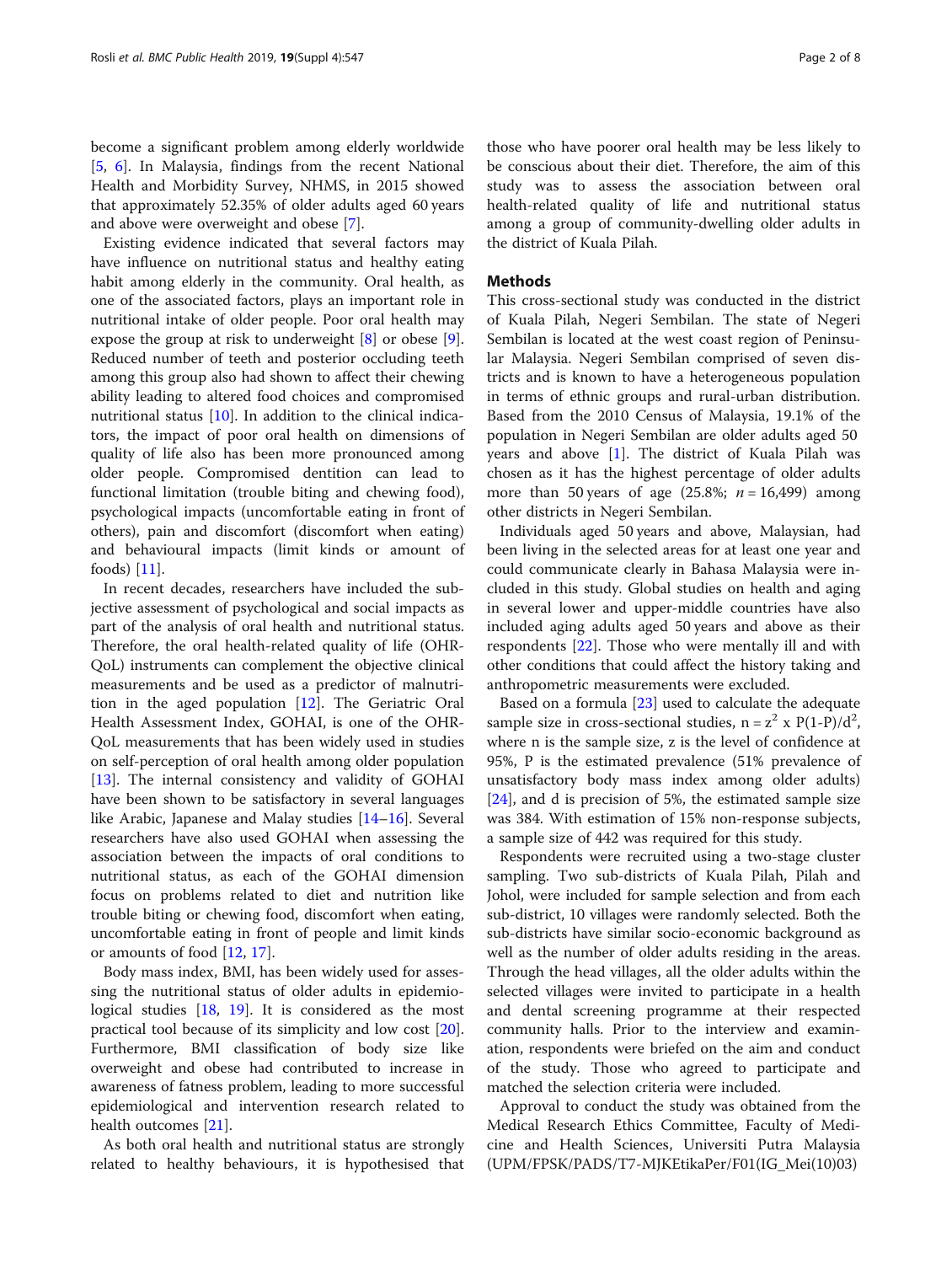become a significant problem among elderly worldwide [5, 6]. In Malaysia, findings from the recent National Health and Morbidity Survey, NHMS, in 2015 showed that approximately 52.35% of older adults aged 60 years and above were overweight and obese [7].

Existing evidence indicated that several factors may have influence on nutritional status and healthy eating habit among elderly in the community. Oral health, as one of the associated factors, plays an important role in nutritional intake of older people. Poor oral health may expose the group at risk to underweight [8] or obese [9]. Reduced number of teeth and posterior occluding teeth among this group also had shown to affect their chewing ability leading to altered food choices and compromised nutritional status [10]. In addition to the clinical indicators, the impact of poor oral health on dimensions of quality of life also has been more pronounced among older people. Compromised dentition can lead to functional limitation (trouble biting and chewing food), psychological impacts (uncomfortable eating in front of others), pain and discomfort (discomfort when eating) and behavioural impacts (limit kinds or amount of foods) [11].

In recent decades, researchers have included the subjective assessment of psychological and social impacts as part of the analysis of oral health and nutritional status. Therefore, the oral health-related quality of life (OHR-QoL) instruments can complement the objective clinical measurements and be used as a predictor of malnutrition in the aged population [12]. The Geriatric Oral Health Assessment Index, GOHAI, is one of the OHR-QoL measurements that has been widely used in studies on self-perception of oral health among older population [13]. The internal consistency and validity of GOHAI have been shown to be satisfactory in several languages like Arabic, Japanese and Malay studies [14–16]. Several researchers have also used GOHAI when assessing the association between the impacts of oral conditions to nutritional status, as each of the GOHAI dimension focus on problems related to diet and nutrition like trouble biting or chewing food, discomfort when eating, uncomfortable eating in front of people and limit kinds or amounts of food [12, 17].

Body mass index, BMI, has been widely used for assessing the nutritional status of older adults in epidemiological studies [18, 19]. It is considered as the most practical tool because of its simplicity and low cost [20]. Furthermore, BMI classification of body size like overweight and obese had contributed to increase in awareness of fatness problem, leading to more successful epidemiological and intervention research related to health outcomes [21].

As both oral health and nutritional status are strongly related to healthy behaviours, it is hypothesised that those who have poorer oral health may be less likely to be conscious about their diet. Therefore, the aim of this study was to assess the association between oral health-related quality of life and nutritional status among a group of community-dwelling older adults in the district of Kuala Pilah.

## Methods

This cross-sectional study was conducted in the district of Kuala Pilah, Negeri Sembilan. The state of Negeri Sembilan is located at the west coast region of Peninsular Malaysia. Negeri Sembilan comprised of seven districts and is known to have a heterogeneous population in terms of ethnic groups and rural-urban distribution. Based from the 2010 Census of Malaysia, 19.1% of the population in Negeri Sembilan are older adults aged 50 years and above [1]. The district of Kuala Pilah was chosen as it has the highest percentage of older adults more than 50 years of age (25.8%; $n = 16,499$) among other districts in Negeri Sembilan.

Individuals aged 50 years and above, Malaysian, had been living in the selected areas for at least one year and could communicate clearly in Bahasa Malaysia were included in this study. Global studies on health and aging in several lower and upper-middle countries have also included aging adults aged 50 years and above as their respondents [22]. Those who were mentally ill and with other conditions that could affect the history taking and anthropometric measurements were excluded.

Based on a formula [23] used to calculate the adequate sample size in cross-sectional studies, $n = z^2 \times P(1\text{-}P)/d^2$, where n is the sample size, z is the level of confidence at 95%, P is the estimated prevalence (51% prevalence of unsatisfactory body mass index among older adults) [24], and d is precision of 5%, the estimated sample size was 384. With estimation of 15% non-response subjects, a sample size of 442 was required for this study.

Respondents were recruited using a two-stage cluster sampling. Two sub-districts of Kuala Pilah, Pilah and Johol, were included for sample selection and from each sub-district, 10 villages were randomly selected. Both the sub-districts have similar socio-economic background as well as the number of older adults residing in the areas. Through the head villages, all the older adults within the selected villages were invited to participate in a health and dental screening programme at their respected community halls. Prior to the interview and examination, respondents were briefed on the aim and conduct of the study. Those who agreed to participate and matched the selection criteria were included.

Approval to conduct the study was obtained from the Medical Research Ethics Committee, Faculty of Medicine and Health Sciences, Universiti Putra Malaysia (UPM/FPSK/PADS/T7-MJKEtikaPer/F01(IG_Mei(10)03)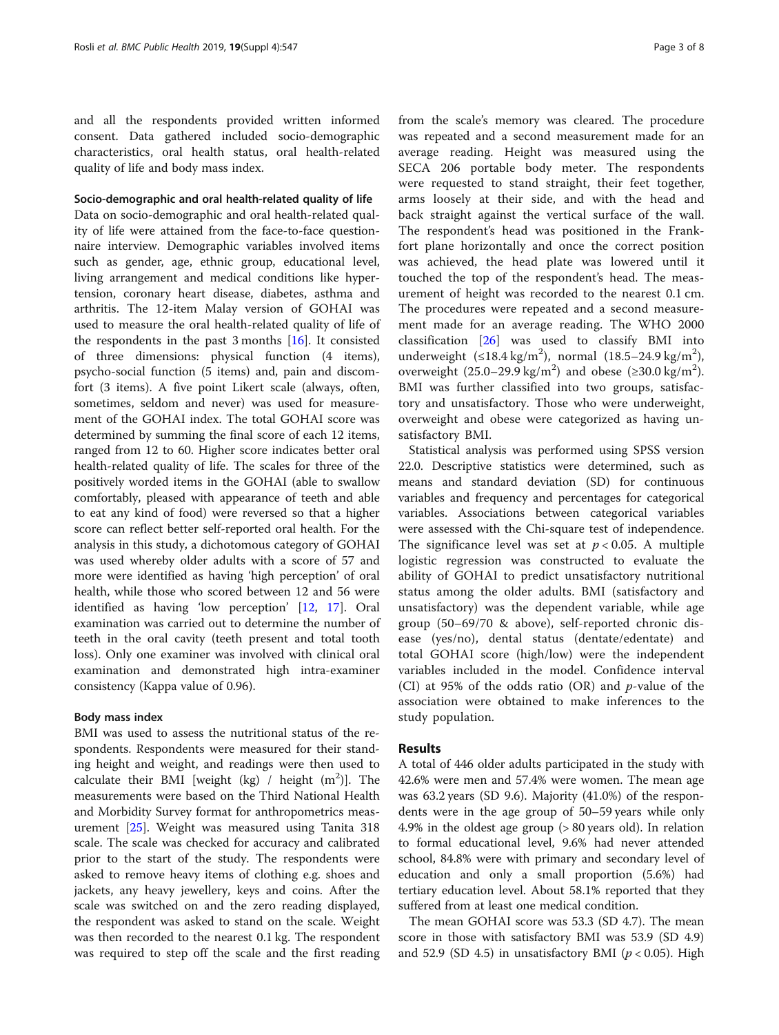and all the respondents provided written informed consent. Data gathered included socio-demographic characteristics, oral health status, oral health-related quality of life and body mass index.

#### Socio-demographic and oral health-related quality of life

Data on socio-demographic and oral health-related quality of life were attained from the face-to-face questionnaire interview. Demographic variables involved items such as gender, age, ethnic group, educational level, living arrangement and medical conditions like hypertension, coronary heart disease, diabetes, asthma and arthritis. The 12-item Malay version of GOHAI was used to measure the oral health-related quality of life of the respondents in the past 3 months [16]. It consisted of three dimensions: physical function (4 items), psycho-social function (5 items) and, pain and discomfort (3 items). A five point Likert scale (always, often, sometimes, seldom and never) was used for measurement of the GOHAI index. The total GOHAI score was determined by summing the final score of each 12 items, ranged from 12 to 60. Higher score indicates better oral health-related quality of life. The scales for three of the positively worded items in the GOHAI (able to swallow comfortably, pleased with appearance of teeth and able to eat any kind of food) were reversed so that a higher score can reflect better self-reported oral health. For the analysis in this study, a dichotomous category of GOHAI was used whereby older adults with a score of 57 and more were identified as having 'high perception' of oral health, while those who scored between 12 and 56 were identified as having 'low perception' [12, 17]. Oral examination was carried out to determine the number of teeth in the oral cavity (teeth present and total tooth loss). Only one examiner was involved with clinical oral examination and demonstrated high intra-examiner consistency (Kappa value of 0.96).

#### Body mass index

BMI was used to assess the nutritional status of the respondents. Respondents were measured for their standing height and weight, and readings were then used to calculate their BMI [weight (kg) / height ($m^2$)]. The measurements were based on the Third National Health and Morbidity Survey format for anthropometrics measurement [25]. Weight was measured using Tanita 318 scale. The scale was checked for accuracy and calibrated prior to the start of the study. The respondents were asked to remove heavy items of clothing e.g. shoes and jackets, any heavy jewellery, keys and coins. After the scale was switched on and the zero reading displayed, the respondent was asked to stand on the scale. Weight was then recorded to the nearest 0.1 kg. The respondent was required to step off the scale and the first reading from the scale's memory was cleared. The procedure was repeated and a second measurement made for an average reading. Height was measured using the SECA 206 portable body meter. The respondents were requested to stand straight, their feet together, arms loosely at their side, and with the head and back straight against the vertical surface of the wall. The respondent's head was positioned in the Frankfort plane horizontally and once the correct position was achieved, the head plate was lowered until it touched the top of the respondent's head. The measurement of height was recorded to the nearest 0.1 cm. The procedures were repeated and a second measurement made for an average reading. The WHO 2000 classification [26] was used to classify BMI into underweight ($\leq$18.4 kg/$m^2$), normal (18.5–24.9 kg/$m^2$), overweight (25.0–29.9 kg/$m^2$) and obese ($\geq$30.0 kg/$m^2$). BMI was further classified into two groups, satisfactory and unsatisfactory. Those who were underweight, overweight and obese were categorized as having unsatisfactory BMI.

Statistical analysis was performed using SPSS version 22.0. Descriptive statistics were determined, such as means and standard deviation (SD) for continuous variables and frequency and percentages for categorical variables. Associations between categorical variables were assessed with the Chi-square test of independence. The significance level was set at $p < 0.05$. A multiple logistic regression was constructed to evaluate the ability of GOHAI to predict unsatisfactory nutritional status among the older adults. BMI (satisfactory and unsatisfactory) was the dependent variable, while age group (50–69/70 & above), self-reported chronic disease (yes/no), dental status (dentate/edentate) and total GOHAI score (high/low) were the independent variables included in the model. Confidence interval (CI) at 95% of the odds ratio (OR) and $p$-value of the association were obtained to make inferences to the study population.

## Results

A total of 446 older adults participated in the study with 42.6% were men and 57.4% were women. The mean age was 63.2 years (SD 9.6). Majority (41.0%) of the respondents were in the age group of 50–59 years while only 4.9% in the oldest age group (> 80 years old). In relation to formal educational level, 9.6% had never attended school, 84.8% were with primary and secondary level of education and only a small proportion (5.6%) had tertiary education level. About 58.1% reported that they suffered from at least one medical condition.

The mean GOHAI score was 53.3 (SD 4.7). The mean score in those with satisfactory BMI was 53.9 (SD 4.9) and 52.9 (SD 4.5) in unsatisfactory BMI ($p < 0.05$). High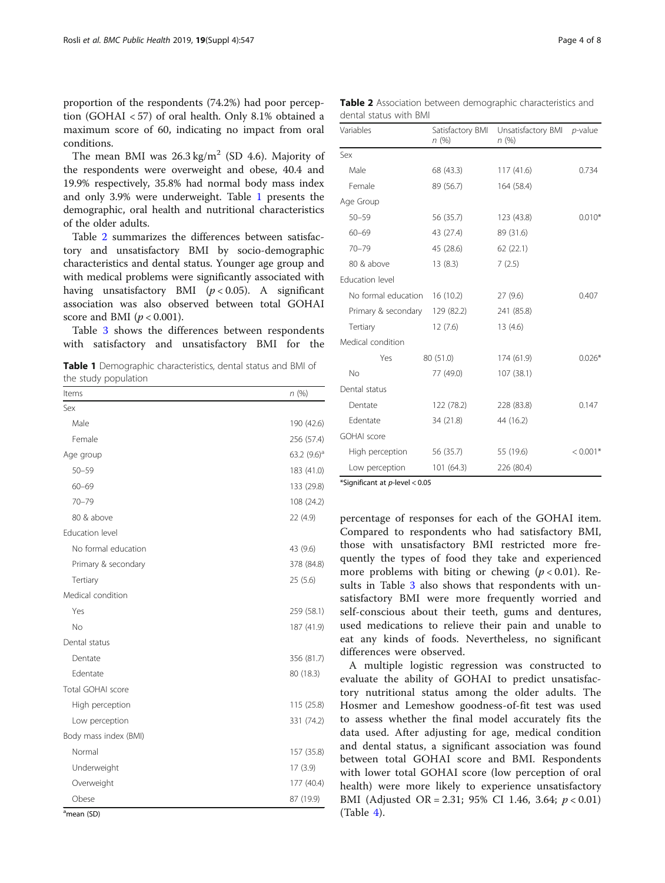proportion of the respondents (74.2%) had poor perception (GOHAI < 57) of oral health. Only 8.1% obtained a maximum score of 60, indicating no impact from oral conditions.

The mean BMI was 26.3 kg/m$^2$ (SD 4.6). Majority of the respondents were overweight and obese, 40.4 and 19.9% respectively, 35.8% had normal body mass index and only 3.9% were underweight. Table 1 presents the demographic, oral health and nutritional characteristics of the older adults.

Table 2 summarizes the differences between satisfactory and unsatisfactory BMI by socio-demographic characteristics and dental status. Younger age group and with medical problems were significantly associated with having unsatisfactory BMI ($p < 0.05$). A significant association was also observed between total GOHAI score and BMI ($p < 0.001$).

Table 3 shows the differences between respondents with satisfactory and unsatisfactory BMI for the percentage of responses for each of the GOHAI item. Compared to respondents who had satisfactory BMI, those with unsatisfactory BMI restricted more frequently the types of food they take and experienced more problems with biting or chewing ($p < 0.01$). Results in Table 3 also shows that respondents with unsatisfactory BMI were more frequently worried and self-conscious about their teeth, gums and dentures, used medications to relieve their pain and unable to eat any kinds of foods. Nevertheless, no significant differences were observed.

A multiple logistic regression was constructed to evaluate the ability of GOHAI to predict unsatisfactory nutritional status among the older adults. The Hosmer and Lemeshow goodness-of-fit test was used to assess whether the final model accurately fits the data used. After adjusting for age, medical condition and dental status, a significant association was found between total GOHAI score and BMI. Respondents with lower total GOHAI score (low perception of oral health) were more likely to experience unsatisfactory BMI (Adjusted OR = 2.31; 95% CI 1.46, 3.64; $p < 0.01$) (Table 4).

**Table 1** Demographic characteristics, dental status and BMI of the study population

| Items | *n* (%) |
|---|---|
| Sex | |
| Male | 190 (42.6) |
| Female | 256 (57.4) |
| Age group | 63.2 (9.6)[a] |
| 50–59 | 183 (41.0) |
| 60–69 | 133 (29.8) |
| 70–79 | 108 (24.2) |
| 80 & above | 22 (4.9) |
| Education level | |
| No formal education | 43 (9.6) |
| Primary & secondary | 378 (84.8) |
| Tertiary | 25 (5.6) |
| Medical condition | |
| Yes | 259 (58.1) |
| No | 187 (41.9) |
| Dental status | |
| Dentate | 356 (81.7) |
| Edentate | 80 (18.3) |
| Total GOHAI score | |
| High perception | 115 (25.8) |
| Low perception | 331 (74.2) |
| Body mass index (BMI) | |
| Normal | 157 (35.8) |
| Underweight | 17 (3.9) |
| Overweight | 177 (40.4) |
| Obese | 87 (19.9) |

[a]mean (SD)

**Table 2** Association between demographic characteristics and dental status with BMI

| Variables | Satisfactory BMI *n* (%) | Unsatisfactory BMI *n* (%) | *p*-value |
|---|---|---|---|
| Sex | | | |
| Male | 68 (43.3) | 117 (41.6) | 0.734 |
| Female | 89 (56.7) | 164 (58.4) | |
| Age Group | | | |
| 50–59 | 56 (35.7) | 123 (43.8) | 0.010* |
| 60–69 | 43 (27.4) | 89 (31.6) | |
| 70–79 | 45 (28.6) | 62 (22.1) | |
| 80 & above | 13 (8.3) | 7 (2.5) | |
| Education level | | | |
| No formal education | 16 (10.2) | 27 (9.6) | 0.407 |
| Primary & secondary | 129 (82.2) | 241 (85.8) | |
| Tertiary | 12 (7.6) | 13 (4.6) | |
| Medical condition | | | |
| Yes | 80 (51.0) | 174 (61.9) | 0.026* |
| No | 77 (49.0) | 107 (38.1) | |
| Dental status | | | |
| Dentate | 122 (78.2) | 228 (83.8) | 0.147 |
| Edentate | 34 (21.8) | 44 (16.2) | |
| GOHAI score | | | |
| High perception | 56 (35.7) | 55 (19.6) | < 0.001* |
| Low perception | 101 (64.3) | 226 (80.4) | |

*Significant at *p*-level < 0.05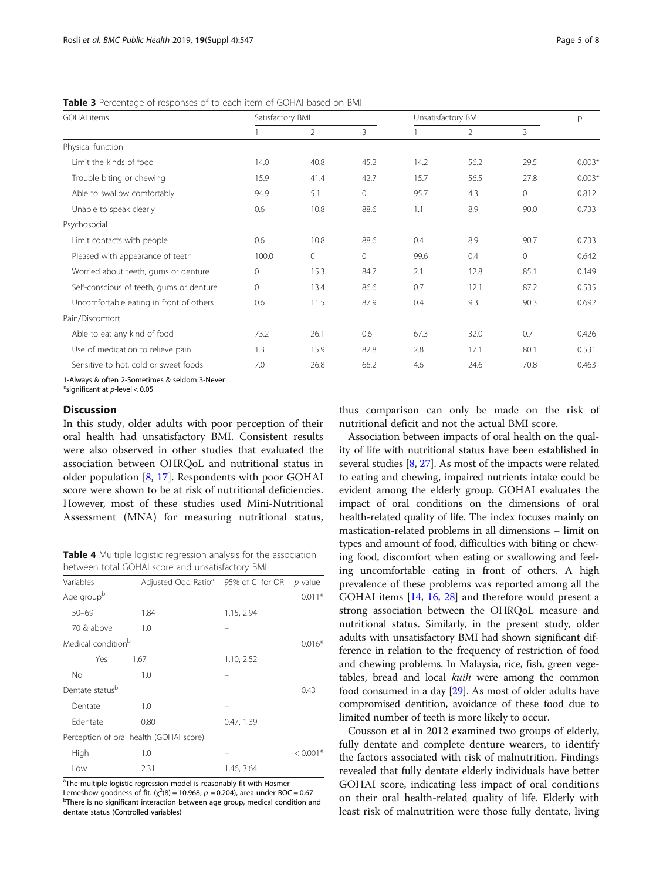**Table 3** Percentage of responses of to each item of GOHAI based on BMI

| GOHAI items | Satisfactory BMI | | | Unsatisfactory BMI | | | p |
|---|---|---|---|---|---|---|---|
| | 1 | 2 | 3 | 1 | 2 | 3 | |
| Physical function | | | | | | | |
| Limit the kinds of food | 14.0 | 40.8 | 45.2 | 14.2 | 56.2 | 29.5 | 0.003* |
| Trouble biting or chewing | 15.9 | 41.4 | 42.7 | 15.7 | 56.5 | 27.8 | 0.003* |
| Able to swallow comfortably | 94.9 | 5.1 | 0 | 95.7 | 4.3 | 0 | 0.812 |
| Unable to speak clearly | 0.6 | 10.8 | 88.6 | 1.1 | 8.9 | 90.0 | 0.733 |
| Psychosocial | | | | | | | |
| Limit contacts with people | 0.6 | 10.8 | 88.6 | 0.4 | 8.9 | 90.7 | 0.733 |
| Pleased with appearance of teeth | 100.0 | 0 | 0 | 99.6 | 0.4 | 0 | 0.642 |
| Worried about teeth, gums or denture | 0 | 15.3 | 84.7 | 2.1 | 12.8 | 85.1 | 0.149 |
| Self-conscious of teeth, gums or denture | 0 | 13.4 | 86.6 | 0.7 | 12.1 | 87.2 | 0.535 |
| Uncomfortable eating in front of others | 0.6 | 11.5 | 87.9 | 0.4 | 9.3 | 90.3 | 0.692 |
| Pain/Discomfort | | | | | | | |
| Able to eat any kind of food | 73.2 | 26.1 | 0.6 | 67.3 | 32.0 | 0.7 | 0.426 |
| Use of medication to relieve pain | 1.3 | 15.9 | 82.8 | 2.8 | 17.1 | 80.1 | 0.531 |
| Sensitive to hot, cold or sweet foods | 7.0 | 26.8 | 66.2 | 4.6 | 24.6 | 70.8 | 0.463 |

1-Always & often 2-Sometimes & seldom 3-Never

*significant at *p*-level < 0.05

## Discussion

In this study, older adults with poor perception of their oral health had unsatisfactory BMI. Consistent results were also observed in other studies that evaluated the association between OHRQoL and nutritional status in older population [8, 17]. Respondents with poor GOHAI score were shown to be at risk of nutritional deficiencies. However, most of these studies used Mini-Nutritional Assessment (MNA) for measuring nutritional status, thus comparison can only be made on the risk of nutritional deficit and not the actual BMI score.

**Table 4** Multiple logistic regression analysis for the association between total GOHAI score and unsatisfactory BMI

| Variables | Adjusted Odd Ratio[a] | 95% of CI for OR | *p* value |
|---|---|---|---|
| Age group[b] | | | 0.011* |
| 50–69 | 1.84 | 1.15, 2.94 | |
| 70 & above | 1.0 | – | |
| Medical condition[b] | | | 0.016* |
| Yes | 1.67 | 1.10, 2.52 | |
| No | 1.0 | – | |
| Dentate status[b] | | | 0.43 |
| Dentate | 1.0 | – | |
| Edentate | 0.80 | 0.47, 1.39 | |
| Perception of oral health (GOHAI score) | | | |
| High | 1.0 | – | < 0.001* |
| Low | 2.31 | 1.46, 3.64 | |

[a]The multiple logistic regression model is reasonably fit with Hosmer-Lemeshow goodness of fit. ($\chi^2(8) = 10.968$; $p = 0.204$), area under ROC = 0.67
[b]There is no significant interaction between age group, medical condition and dentate status (Controlled variables)

Association between impacts of oral health on the quality of life with nutritional status have been established in several studies [8, 27]. As most of the impacts were related to eating and chewing, impaired nutrients intake could be evident among the elderly group. GOHAI evaluates the impact of oral conditions on the dimensions of oral health-related quality of life. The index focuses mainly on mastication-related problems in all dimensions – limit on types and amount of food, difficulties with biting or chewing food, discomfort when eating or swallowing and feeling uncomfortable eating in front of others. A high prevalence of these problems was reported among all the GOHAI items [14, 16, 28] and therefore would present a strong association between the OHRQoL measure and nutritional status. Similarly, in the present study, older adults with unsatisfactory BMI had shown significant difference in relation to the frequency of restriction of food and chewing problems. In Malaysia, rice, fish, green vegetables, bread and local *kuih* were among the common food consumed in a day [29]. As most of older adults have compromised dentition, avoidance of these food due to limited number of teeth is more likely to occur.

Cousson et al in 2012 examined two groups of elderly, fully dentate and complete denture wearers, to identify the factors associated with risk of malnutrition. Findings revealed that fully dentate elderly individuals have better GOHAI score, indicating less impact of oral conditions on their oral health-related quality of life. Elderly with least risk of malnutrition were those fully dentate, living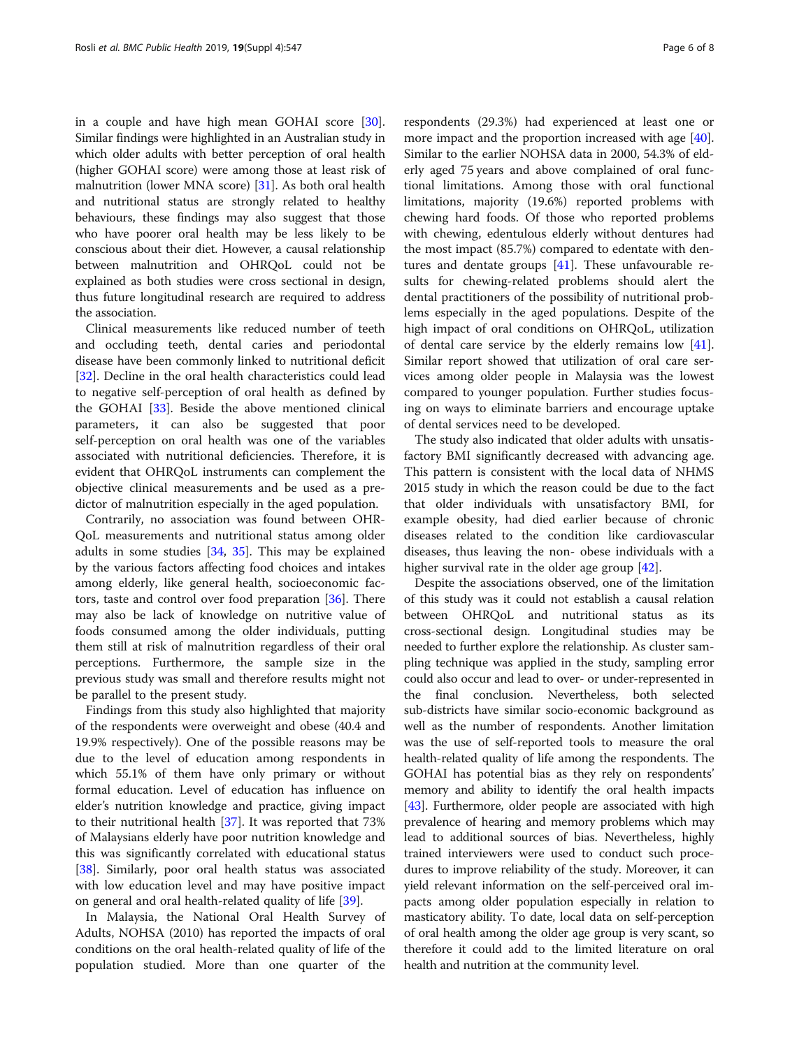in a couple and have high mean GOHAI score [30]. Similar findings were highlighted in an Australian study in which older adults with better perception of oral health (higher GOHAI score) were among those at least risk of malnutrition (lower MNA score) [31]. As both oral health and nutritional status are strongly related to healthy behaviours, these findings may also suggest that those who have poorer oral health may be less likely to be conscious about their diet. However, a causal relationship between malnutrition and OHRQoL could not be explained as both studies were cross sectional in design, thus future longitudinal research are required to address the association.

Clinical measurements like reduced number of teeth and occluding teeth, dental caries and periodontal disease have been commonly linked to nutritional deficit [32]. Decline in the oral health characteristics could lead to negative self-perception of oral health as defined by the GOHAI [33]. Beside the above mentioned clinical parameters, it can also be suggested that poor self-perception on oral health was one of the variables associated with nutritional deficiencies. Therefore, it is evident that OHRQoL instruments can complement the objective clinical measurements and be used as a predictor of malnutrition especially in the aged population.

Contrarily, no association was found between OHRQoL measurements and nutritional status among older adults in some studies [34, 35]. This may be explained by the various factors affecting food choices and intakes among elderly, like general health, socioeconomic factors, taste and control over food preparation [36]. There may also be lack of knowledge on nutritive value of foods consumed among the older individuals, putting them still at risk of malnutrition regardless of their oral perceptions. Furthermore, the sample size in the previous study was small and therefore results might not be parallel to the present study.

Findings from this study also highlighted that majority of the respondents were overweight and obese (40.4 and 19.9% respectively). One of the possible reasons may be due to the level of education among respondents in which 55.1% of them have only primary or without formal education. Level of education has influence on elder's nutrition knowledge and practice, giving impact to their nutritional health [37]. It was reported that 73% of Malaysians elderly have poor nutrition knowledge and this was significantly correlated with educational status [38]. Similarly, poor oral health status was associated with low education level and may have positive impact on general and oral health-related quality of life [39].

In Malaysia, the National Oral Health Survey of Adults, NOHSA (2010) has reported the impacts of oral conditions on the oral health-related quality of life of the population studied. More than one quarter of the respondents (29.3%) had experienced at least one or more impact and the proportion increased with age [40]. Similar to the earlier NOHSA data in 2000, 54.3% of elderly aged 75 years and above complained of oral functional limitations. Among those with oral functional limitations, majority (19.6%) reported problems with chewing hard foods. Of those who reported problems with chewing, edentulous elderly without dentures had the most impact (85.7%) compared to edentate with dentures and dentate groups [41]. These unfavourable results for chewing-related problems should alert the dental practitioners of the possibility of nutritional problems especially in the aged populations. Despite of the high impact of oral conditions on OHRQoL, utilization of dental care service by the elderly remains low [41]. Similar report showed that utilization of oral care services among older people in Malaysia was the lowest compared to younger population. Further studies focusing on ways to eliminate barriers and encourage uptake of dental services need to be developed.

The study also indicated that older adults with unsatisfactory BMI significantly decreased with advancing age. This pattern is consistent with the local data of NHMS 2015 study in which the reason could be due to the fact that older individuals with unsatisfactory BMI, for example obesity, had died earlier because of chronic diseases related to the condition like cardiovascular diseases, thus leaving the non- obese individuals with a higher survival rate in the older age group [42].

Despite the associations observed, one of the limitation of this study was it could not establish a causal relation between OHRQoL and nutritional status as its cross-sectional design. Longitudinal studies may be needed to further explore the relationship. As cluster sampling technique was applied in the study, sampling error could also occur and lead to over- or under-represented in the final conclusion. Nevertheless, both selected sub-districts have similar socio-economic background as well as the number of respondents. Another limitation was the use of self-reported tools to measure the oral health-related quality of life among the respondents. The GOHAI has potential bias as they rely on respondents' memory and ability to identify the oral health impacts [43]. Furthermore, older people are associated with high prevalence of hearing and memory problems which may lead to additional sources of bias. Nevertheless, highly trained interviewers were used to conduct such procedures to improve reliability of the study. Moreover, it can yield relevant information on the self-perceived oral impacts among older population especially in relation to masticatory ability. To date, local data on self-perception of oral health among the older age group is very scant, so therefore it could add to the limited literature on oral health and nutrition at the community level.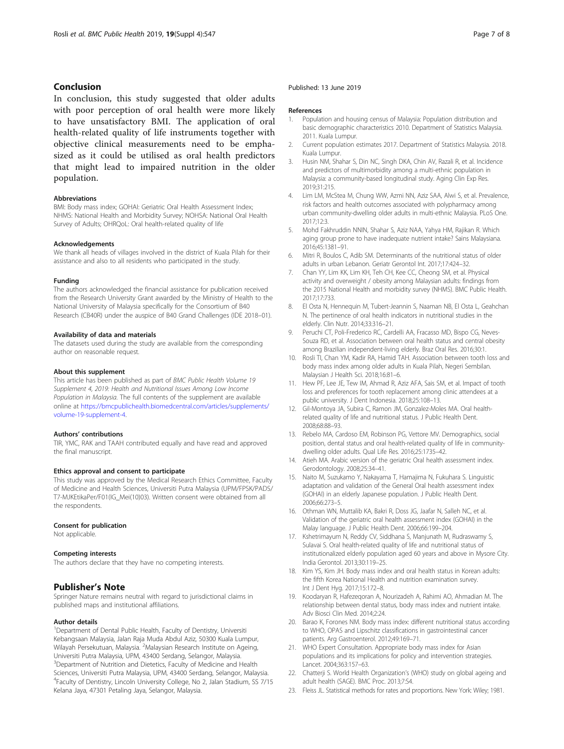## Conclusion

In conclusion, this study suggested that older adults with poor perception of oral health were more likely to have unsatisfactory BMI. The application of oral health-related quality of life instruments together with objective clinical measurements need to be emphasized as it could be utilised as oral health predictors that might lead to impaired nutrition in the older population.

#### Abbreviations

BMI: Body mass index; GOHAI: Geriatric Oral Health Assessment Index; NHMS: National Health and Morbidity Survey; NOHSA: National Oral Health Survey of Adults; OHRQoL: Oral health-related quality of life

#### Acknowledgements

We thank all heads of villages involved in the district of Kuala Pilah for their assistance and also to all residents who participated in the study.

#### Funding

The authors acknowledged the financial assistance for publication received from the Research University Grant awarded by the Ministry of Health to the National University of Malaysia specifically for the Consortium of B40 Research (CB40R) under the auspice of B40 Grand Challenges (IDE 2018–01).

#### Availability of data and materials

The datasets used during the study are available from the corresponding author on reasonable request.

#### About this supplement

This article has been published as part of *BMC Public Health Volume 19 Supplement 4, 2019: Health and Nutritional Issues Among Low Income Population in Malaysia*. The full contents of the supplement are available online at https://bmcpublichealth.biomedcentral.com/articles/supplements/volume-19-supplement-4.

#### Authors' contributions

TIR, YMC, RAK and TAAH contributed equally and have read and approved the final manuscript.

#### Ethics approval and consent to participate

This study was approved by the Medical Research Ethics Committee, Faculty of Medicine and Health Sciences, Universiti Putra Malaysia (UPM/FPSK/PADS/T7-MJKEtikaPer/F01(IG_Mei(10)03). Written consent were obtained from all the respondents.

#### Consent for publication

Not applicable.

#### Competing interests

The authors declare that they have no competing interests.

## Publisher's Note

Springer Nature remains neutral with regard to jurisdictional claims in published maps and institutional affiliations.

#### Author details

[1]Department of Dental Public Health, Faculty of Dentistry, Universiti Kebangsaan Malaysia, Jalan Raja Muda Abdul Aziz, 50300 Kuala Lumpur, Wilayah Persekutuan, Malaysia. [2]Malaysian Research Institute on Ageing, Universiti Putra Malaysia, UPM, 43400 Serdang, Selangor, Malaysia. [3]Department of Nutrition and Dietetics, Faculty of Medicine and Health Sciences, Universiti Putra Malaysia, UPM, 43400 Serdang, Selangor, Malaysia. [4]Faculty of Dentistry, Lincoln University College, No 2, Jalan Stadium, SS 7/15 Kelana Jaya, 47301 Petaling Jaya, Selangor, Malaysia.

Published: 13 June 2019

#### References

1. Population and housing census of Malaysia: Population distribution and basic demographic characteristics 2010. Department of Statistics Malaysia. 2011. Kuala Lumpur.
2. Current population estimates 2017. Department of Statistics Malaysia. 2018. Kuala Lumpur.
3. Husin NM, Shahar S, Din NC, Singh DKA, Chin AV, Razali R, et al. Incidence and predictors of multimorbidity among a multi-ethnic population in Malaysia: a community-based longitudinal study. Aging Clin Exp Res. 2019;31:215.
4. Lim LM, McStea M, Chung WW, Azmi NN, Aziz SAA, Alwi S, et al. Prevalence, risk factors and health outcomes associated with polypharmacy among urban community-dwelling older adults in multi-ethnic Malaysia. PLoS One. 2017;12:3.
5. Mohd Fakhruddin NNIN, Shahar S, Aziz NAA, Yahya HM, Rajikan R. Which aging group prone to have inadequate nutrient intake? Sains Malaysiana. 2016;45:1381–91.
6. Mitri R, Boulos C, Adib SM. Determinants of the nutritional status of older adults in urban Lebanon. Geriatr Gerontol Int. 2017;17:424–32.
7. Chan YY, Lim KK, Lim KH, Teh CH, Kee CC, Cheong SM, et al. Physical activity and overweight / obesity among Malaysian adults: findings from the 2015 National Health and morbidity survey (NHMS). BMC Public Health. 2017;17:733.
8. El Osta N, Hennequin M, Tubert-Jeannin S, Naaman NB, El Osta L, Geahchan N. The pertinence of oral health indicators in nutritional studies in the elderly. Clin Nutr. 2014;33:316–21.
9. Peruchi CT, Poli-Frederico RC, Cardelli AA, Fracasso MD, Bispo CG, Neves-Souza RD, et al. Association between oral health status and central obesity among Brazilian independent-living elderly. Braz Oral Res. 2016;30:1.
10. Rosli TI, Chan YM, Kadir RA, Hamid TAH. Association between tooth loss and body mass index among older adults in Kuala Pilah, Negeri Sembilan. Malaysian J Health Sci. 2018;16:81–6.
11. Hew PF, Lee JE, Tew IM, Ahmad R, Aziz AFA, Sais SM, et al. Impact of tooth loss and preferences for tooth replacement among clinic attendees at a public university. J Dent Indonesia. 2018;25:108–13.
12. Gil-Montoya JA, Subira C, Ramon JM, Gonzalez-Moles MA. Oral health-related quality of life and nutritional status. J Public Health Dent. 2008;68:88–93.
13. Rebelo MA, Cardoso EM, Robinson PG, Vettore MV. Demographics, social position, dental status and oral health-related quality of life in community-dwelling older adults. Qual Life Res. 2016;25:1735–42.
14. Atieh MA. Arabic version of the geriatric Oral health assessment index. Gerodontology. 2008;25:34–41.
15. Naito M, Suzukamo Y, Nakayama T, Hamajima N, Fukuhara S. Linguistic adaptation and validation of the General Oral health assessment index (GOHAI) in an elderly Japanese population. J Public Health Dent. 2006;66:273–5.
16. Othman WN, Muttalib KA, Bakri R, Doss JG, Jaafar N, Salleh NC, et al. Validation of the geriatric oral health assessment index (GOHAI) in the Malay language. J Public Health Dent. 2006;66:199–204.
17. Kshetrimayum N, Reddy CV, Siddhana S, Manjunath M, Rudraswamy S, Sulavai S. Oral health-related quality of life and nutritional status of institutionalized elderly population aged 60 years and above in Mysore City. India Gerontol. 2013;30:119–25.
18. Kim YS, Kim JH. Body mass index and oral health status in Korean adults: the fifth Korea National Health and nutrition examination survey. Int J Dent Hyg. 2017;15:172–8.
19. Koodaryan R, Hafezeqoran A, Nourizadeh A, Rahimi AO, Ahmadian M. The relationship between dental status, body mass index and nutrient intake. Adv Biosci Clin Med. 2014;2:24.
20. Barao K, Forones NM. Body mass index: different nutritional status according to WHO, OPAS and Lipschitz classifications in gastrointestinal cancer patients. Arq Gastroenterol. 2012;49:169–71.
21. WHO Expert Consultation. Appropriate body mass index for Asian populations and its implications for policy and intervention strategies. Lancet. 2004;363:157–63.
22. Chatterji S. World Health Organization's (WHO) study on global ageing and adult health (SAGE). BMC Proc. 2013;7:S4.
23. Fleiss JL. Statistical methods for rates and proportions. New York: Wiley; 1981.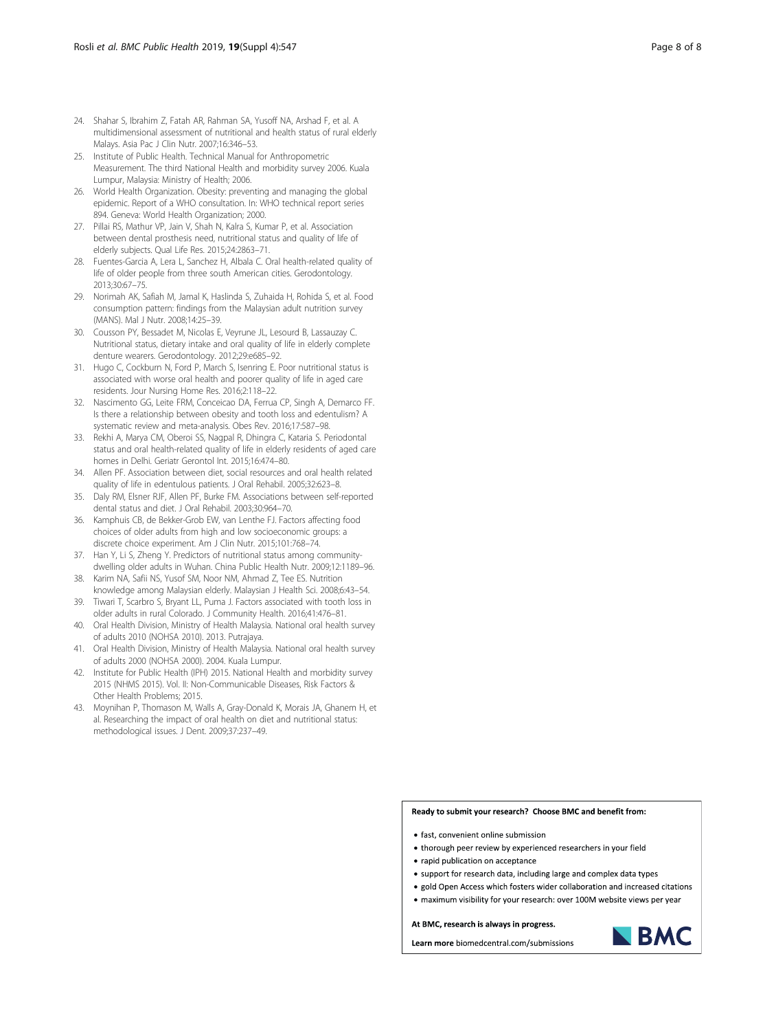24. Shahar S, Ibrahim Z, Fatah AR, Rahman SA, Yusoff NA, Arshad F, et al. A multidimensional assessment of nutritional and health status of rural elderly Malays. Asia Pac J Clin Nutr. 2007;16:346–53.
25. Institute of Public Health. Technical Manual for Anthropometric Measurement. The third National Health and morbidity survey 2006. Kuala Lumpur, Malaysia: Ministry of Health; 2006.
26. World Health Organization. Obesity: preventing and managing the global epidemic. Report of a WHO consultation. In: WHO technical report series 894. Geneva: World Health Organization; 2000.
27. Pillai RS, Mathur VP, Jain V, Shah N, Kalra S, Kumar P, et al. Association between dental prosthesis need, nutritional status and quality of life of elderly subjects. Qual Life Res. 2015;24:2863–71.
28. Fuentes-Garcia A, Lera L, Sanchez H, Albala C. Oral health-related quality of life of older people from three south American cities. Gerodontology. 2013;30:67–75.
29. Norimah AK, Safiah M, Jamal K, Haslinda S, Zuhaida H, Rohida S, et al. Food consumption pattern: findings from the Malaysian adult nutrition survey (MANS). Mal J Nutr. 2008;14:25–39.
30. Cousson PY, Bessadet M, Nicolas E, Veyrune JL, Lesourd B, Lassauzay C. Nutritional status, dietary intake and oral quality of life in elderly complete denture wearers. Gerodontology. 2012;29:e685–92.
31. Hugo C, Cockburn N, Ford P, March S, Isenring E. Poor nutritional status is associated with worse oral health and poorer quality of life in aged care residents. Jour Nursing Home Res. 2016;2:118–22.
32. Nascimento GG, Leite FRM, Conceicao DA, Ferrua CP, Singh A, Demarco FF. Is there a relationship between obesity and tooth loss and edentulism? A systematic review and meta-analysis. Obes Rev. 2016;17:587–98.
33. Rekhi A, Marya CM, Oberoi SS, Nagpal R, Dhingra C, Kataria S. Periodontal status and oral health-related quality of life in elderly residents of aged care homes in Delhi. Geriatr Gerontol Int. 2015;16:474–80.
34. Allen PF. Association between diet, social resources and oral health related quality of life in edentulous patients. J Oral Rehabil. 2005;32:623–8.
35. Daly RM, Elsner RJF, Allen PF, Burke FM. Associations between self-reported dental status and diet. J Oral Rehabil. 2003;30:964–70.
36. Kamphuis CB, de Bekker-Grob EW, van Lenthe FJ. Factors affecting food choices of older adults from high and low socioeconomic groups: a discrete choice experiment. Am J Clin Nutr. 2015;101:768–74.
37. Han Y, Li S, Zheng Y. Predictors of nutritional status among community-dwelling older adults in Wuhan. China Public Health Nutr. 2009;12:1189–96.
38. Karim NA, Safii NS, Yusof SM, Noor NM, Ahmad Z, Tee ES. Nutrition knowledge among Malaysian elderly. Malaysian J Health Sci. 2008;6:43–54.
39. Tiwari T, Scarbro S, Bryant LL, Puma J. Factors associated with tooth loss in older adults in rural Colorado. J Community Health. 2016;41:476–81.
40. Oral Health Division, Ministry of Health Malaysia. National oral health survey of adults 2010 (NOHSA 2010). 2013. Putrajaya.
41. Oral Health Division, Ministry of Health Malaysia. National oral health survey of adults 2000 (NOHSA 2000). 2004. Kuala Lumpur.
42. Institute for Public Health (IPH) 2015. National Health and morbidity survey 2015 (NHMS 2015). Vol. II: Non-Communicable Diseases, Risk Factors & Other Health Problems; 2015.
43. Moynihan P, Thomason M, Walls A, Gray-Donald K, Morais JA, Ghanem H, et al. Researching the impact of oral health on diet and nutritional status: methodological issues. J Dent. 2009;37:237–49.

**Ready to submit your research? Choose BMC and benefit from:**

- fast, convenient online submission
- thorough peer review by experienced researchers in your field
- rapid publication on acceptance
- support for research data, including large and complex data types
- gold Open Access which fosters wider collaboration and increased citations
- maximum visibility for your research: over 100M website views per year

**At BMC, research is always in progress.**

**Learn more** biomedcentral.com/submissions

BMC